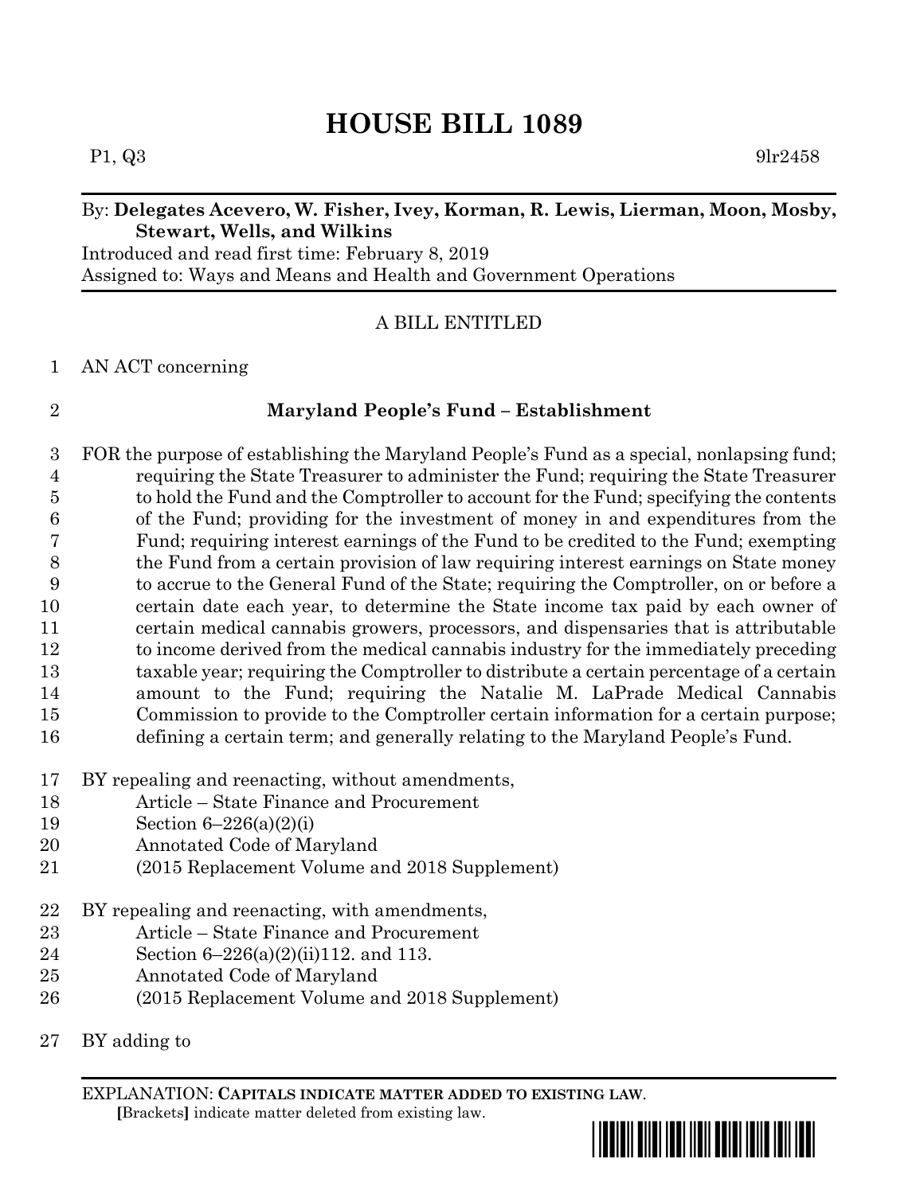# HOUSE BILL 1089

P1, Q3 9lr2458

By: **Delegates Acevero, W. Fisher, Ivey, Korman, R. Lewis, Lierman, Moon, Mosby, Stewart, Wells, and Wilkins**

Introduced and read first time: February 8, 2019

Assigned to: Ways and Means and Health and Government Operations

A BILL ENTITLED

1 AN ACT concerning

2 **Maryland People's Fund – Establishment**

3 FOR the purpose of establishing the Maryland People's Fund as a special, nonlapsing fund;
4 requiring the State Treasurer to administer the Fund; requiring the State Treasurer
5 to hold the Fund and the Comptroller to account for the Fund; specifying the contents
6 of the Fund; providing for the investment of money in and expenditures from the
7 Fund; requiring interest earnings of the Fund to be credited to the Fund; exempting
8 the Fund from a certain provision of law requiring interest earnings on State money
9 to accrue to the General Fund of the State; requiring the Comptroller, on or before a
10 certain date each year, to determine the State income tax paid by each owner of
11 certain medical cannabis growers, processors, and dispensaries that is attributable
12 to income derived from the medical cannabis industry for the immediately preceding
13 taxable year; requiring the Comptroller to distribute a certain percentage of a certain
14 amount to the Fund; requiring the Natalie M. LaPrade Medical Cannabis
15 Commission to provide to the Comptroller certain information for a certain purpose;
16 defining a certain term; and generally relating to the Maryland People's Fund.

17 BY repealing and reenacting, without amendments,
18 Article – State Finance and Procurement
19 Section 6–226(a)(2)(i)
20 Annotated Code of Maryland
21 (2015 Replacement Volume and 2018 Supplement)

22 BY repealing and reenacting, with amendments,
23 Article – State Finance and Procurement
24 Section 6–226(a)(2)(ii)112. and 113.
25 Annotated Code of Maryland
26 (2015 Replacement Volume and 2018 Supplement)

27 BY adding to

EXPLANATION: **CAPITALS INDICATE MATTER ADDED TO EXISTING LAW.**
**[**Brackets**]** indicate matter deleted from existing law.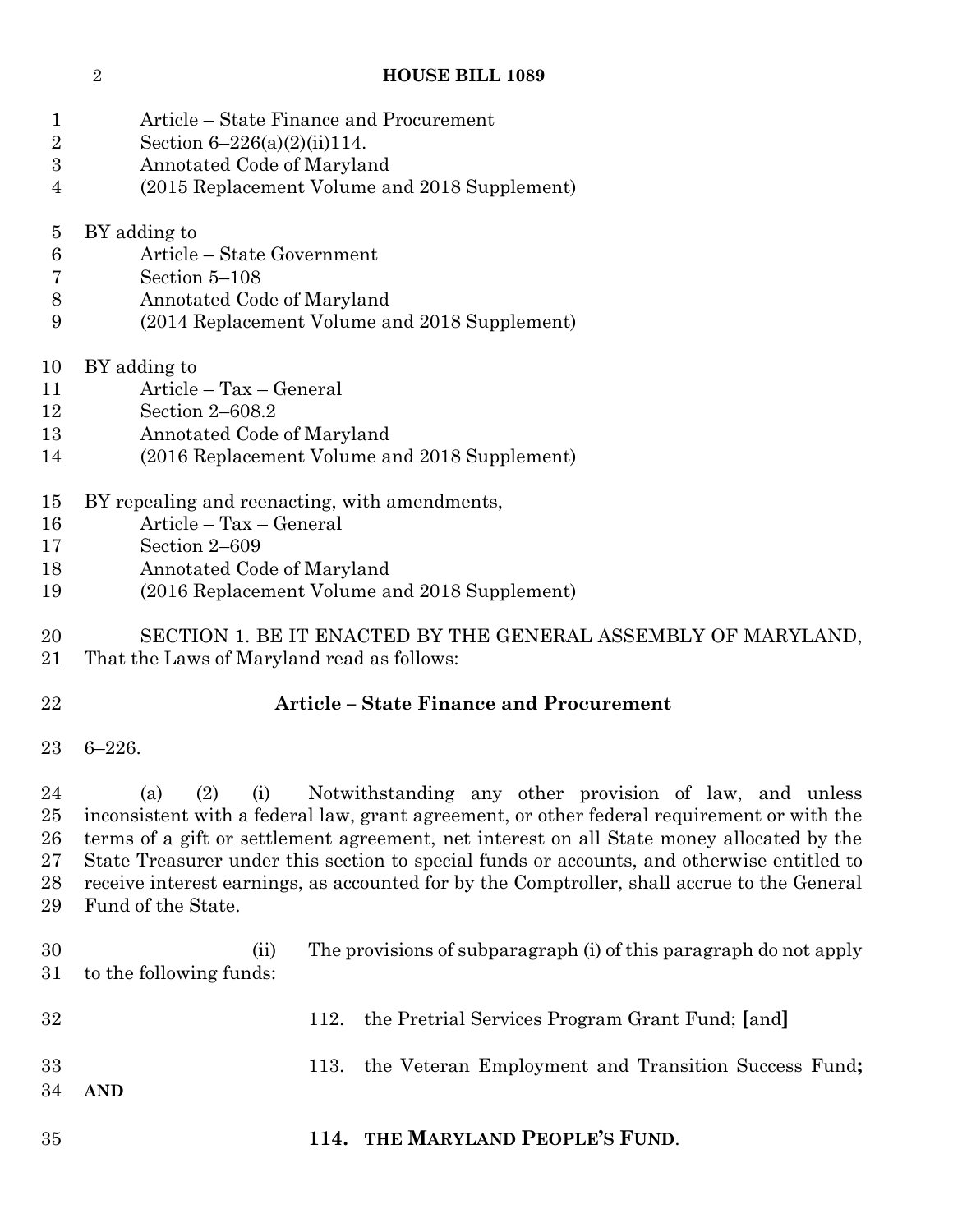Article – State Finance and Procurement
Section 6–226(a)(2)(ii)114.
Annotated Code of Maryland
(2015 Replacement Volume and 2018 Supplement)

BY adding to
Article – State Government
Section 5–108
Annotated Code of Maryland
(2014 Replacement Volume and 2018 Supplement)

BY adding to
Article – Tax – General
Section 2–608.2
Annotated Code of Maryland
(2016 Replacement Volume and 2018 Supplement)

BY repealing and reenacting, with amendments,
Article – Tax – General
Section 2–609
Annotated Code of Maryland
(2016 Replacement Volume and 2018 Supplement)

SECTION 1. BE IT ENACTED BY THE GENERAL ASSEMBLY OF MARYLAND, That the Laws of Maryland read as follows:

**Article – State Finance and Procurement**

6–226.

(a) (2) (i) Notwithstanding any other provision of law, and unless inconsistent with a federal law, grant agreement, or other federal requirement or with the terms of a gift or settlement agreement, net interest on all State money allocated by the State Treasurer under this section to special funds or accounts, and otherwise entitled to receive interest earnings, as accounted for by the Comptroller, shall accrue to the General Fund of the State.

(ii) The provisions of subparagraph (i) of this paragraph do not apply to the following funds:

112. the Pretrial Services Program Grant Fund; **[**and**]**

113. the Veteran Employment and Transition Success Fund**; AND**

**114. THE MARYLAND PEOPLE'S FUND**.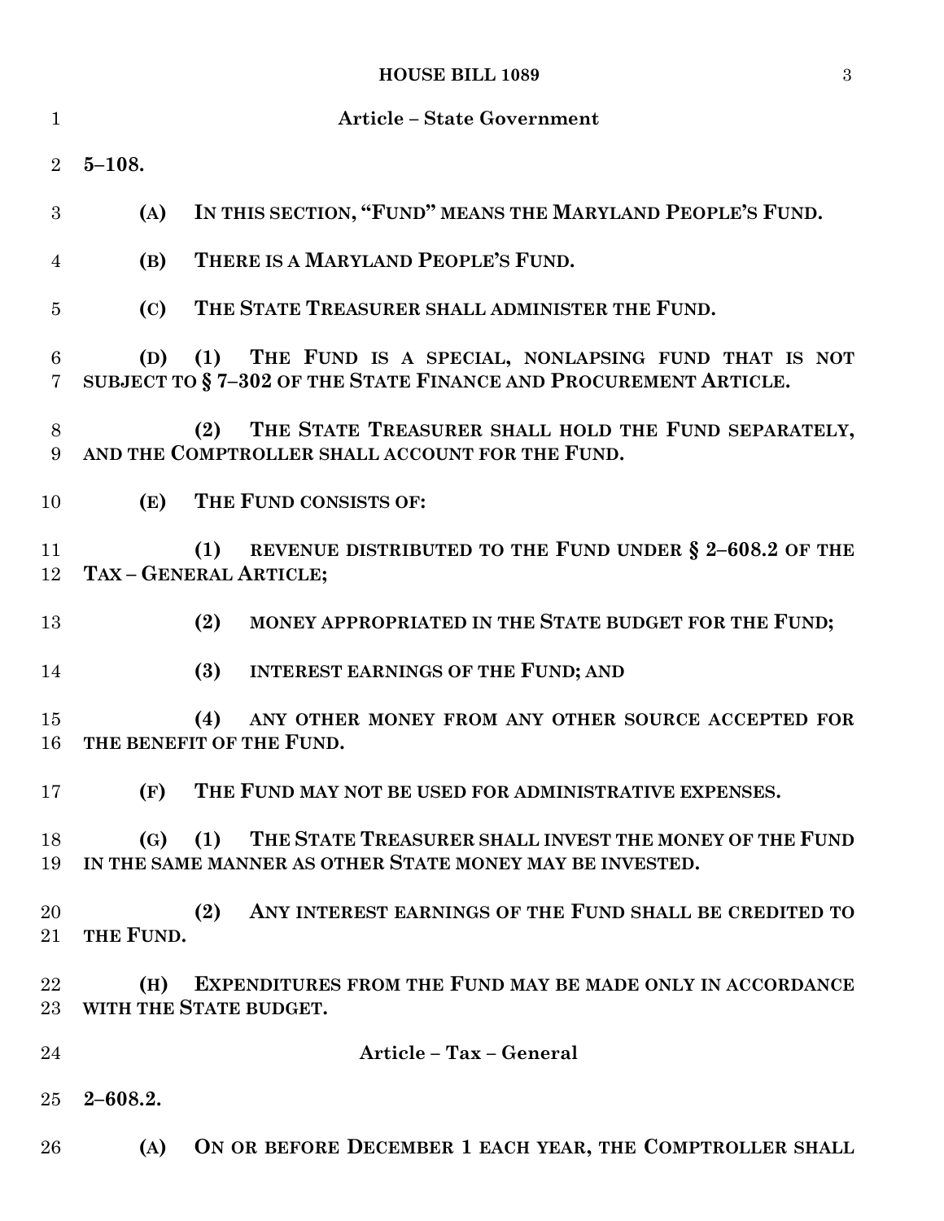## Article – State Government

**5–108.**

**(A) IN THIS SECTION, "FUND" MEANS THE MARYLAND PEOPLE'S FUND.**

**(B) THERE IS A MARYLAND PEOPLE'S FUND.**

**(C) THE STATE TREASURER SHALL ADMINISTER THE FUND.**

**(D) (1) THE FUND IS A SPECIAL, NONLAPSING FUND THAT IS NOT SUBJECT TO § 7–302 OF THE STATE FINANCE AND PROCUREMENT ARTICLE.**

**(2) THE STATE TREASURER SHALL HOLD THE FUND SEPARATELY, AND THE COMPTROLLER SHALL ACCOUNT FOR THE FUND.**

**(E) THE FUND CONSISTS OF:**

**(1) REVENUE DISTRIBUTED TO THE FUND UNDER § 2–608.2 OF THE TAX – GENERAL ARTICLE;**

**(2) MONEY APPROPRIATED IN THE STATE BUDGET FOR THE FUND;**

**(3) INTEREST EARNINGS OF THE FUND; AND**

**(4) ANY OTHER MONEY FROM ANY OTHER SOURCE ACCEPTED FOR THE BENEFIT OF THE FUND.**

**(F) THE FUND MAY NOT BE USED FOR ADMINISTRATIVE EXPENSES.**

**(G) (1) THE STATE TREASURER SHALL INVEST THE MONEY OF THE FUND IN THE SAME MANNER AS OTHER STATE MONEY MAY BE INVESTED.**

**(2) ANY INTEREST EARNINGS OF THE FUND SHALL BE CREDITED TO THE FUND.**

**(H) EXPENDITURES FROM THE FUND MAY BE MADE ONLY IN ACCORDANCE WITH THE STATE BUDGET.**

## Article – Tax – General

**2–608.2.**

**(A) ON OR BEFORE DECEMBER 1 EACH YEAR, THE COMPTROLLER SHALL**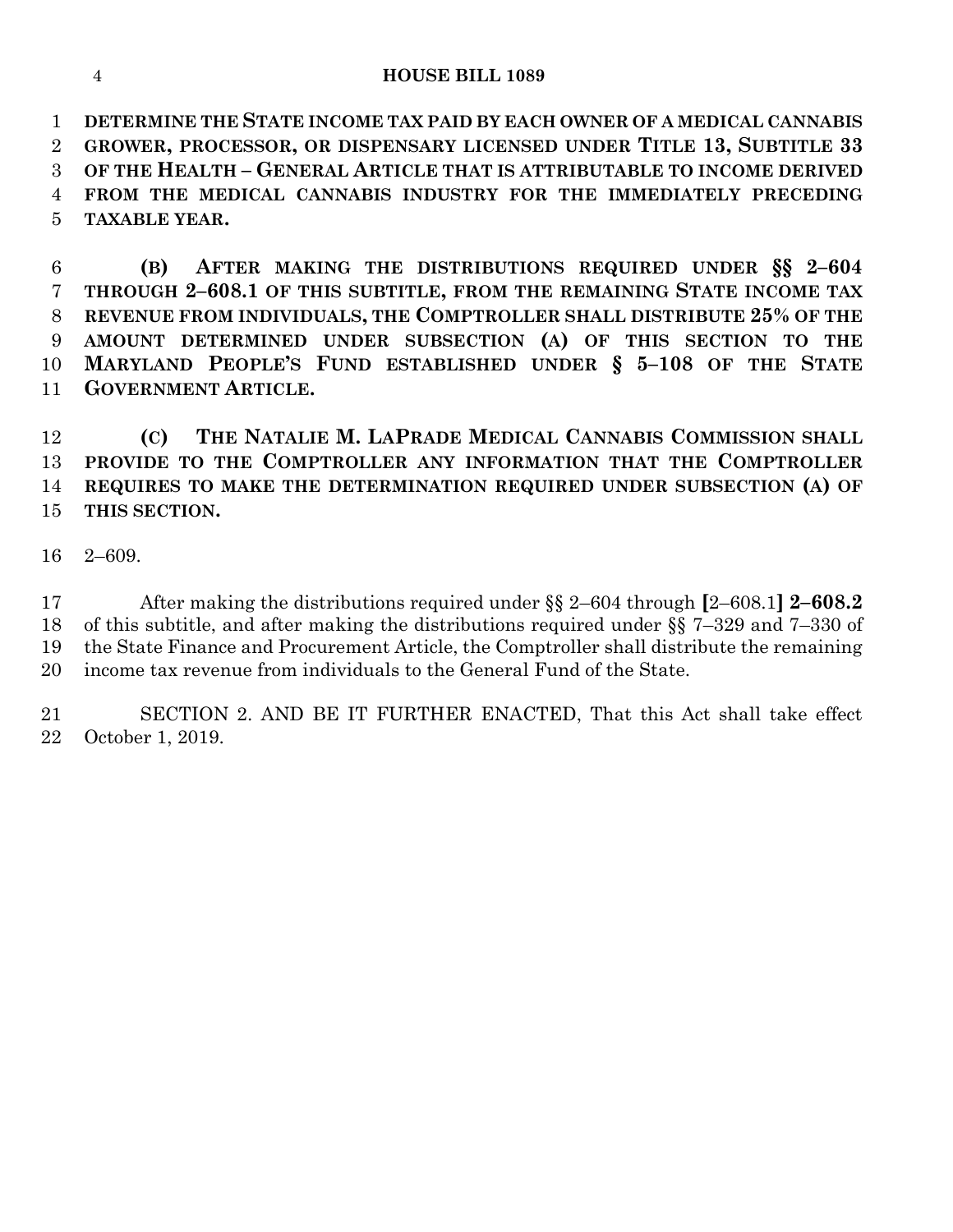**DETERMINE THE STATE INCOME TAX PAID BY EACH OWNER OF A MEDICAL CANNABIS GROWER, PROCESSOR, OR DISPENSARY LICENSED UNDER TITLE 13, SUBTITLE 33 OF THE HEALTH – GENERAL ARTICLE THAT IS ATTRIBUTABLE TO INCOME DERIVED FROM THE MEDICAL CANNABIS INDUSTRY FOR THE IMMEDIATELY PRECEDING TAXABLE YEAR.**

**(B) AFTER MAKING THE DISTRIBUTIONS REQUIRED UNDER §§ 2–604 THROUGH 2–608.1 OF THIS SUBTITLE, FROM THE REMAINING STATE INCOME TAX REVENUE FROM INDIVIDUALS, THE COMPTROLLER SHALL DISTRIBUTE 25% OF THE AMOUNT DETERMINED UNDER SUBSECTION (A) OF THIS SECTION TO THE MARYLAND PEOPLE'S FUND ESTABLISHED UNDER § 5–108 OF THE STATE GOVERNMENT ARTICLE.**

**(C) THE NATALIE M. LAPRADE MEDICAL CANNABIS COMMISSION SHALL PROVIDE TO THE COMPTROLLER ANY INFORMATION THAT THE COMPTROLLER REQUIRES TO MAKE THE DETERMINATION REQUIRED UNDER SUBSECTION (A) OF THIS SECTION.**

2–609.

After making the distributions required under §§ 2–604 through **[**2–608.1**]** **2–608.2** of this subtitle, and after making the distributions required under §§ 7–329 and 7–330 of the State Finance and Procurement Article, the Comptroller shall distribute the remaining income tax revenue from individuals to the General Fund of the State.

SECTION 2. AND BE IT FURTHER ENACTED, That this Act shall take effect October 1, 2019.